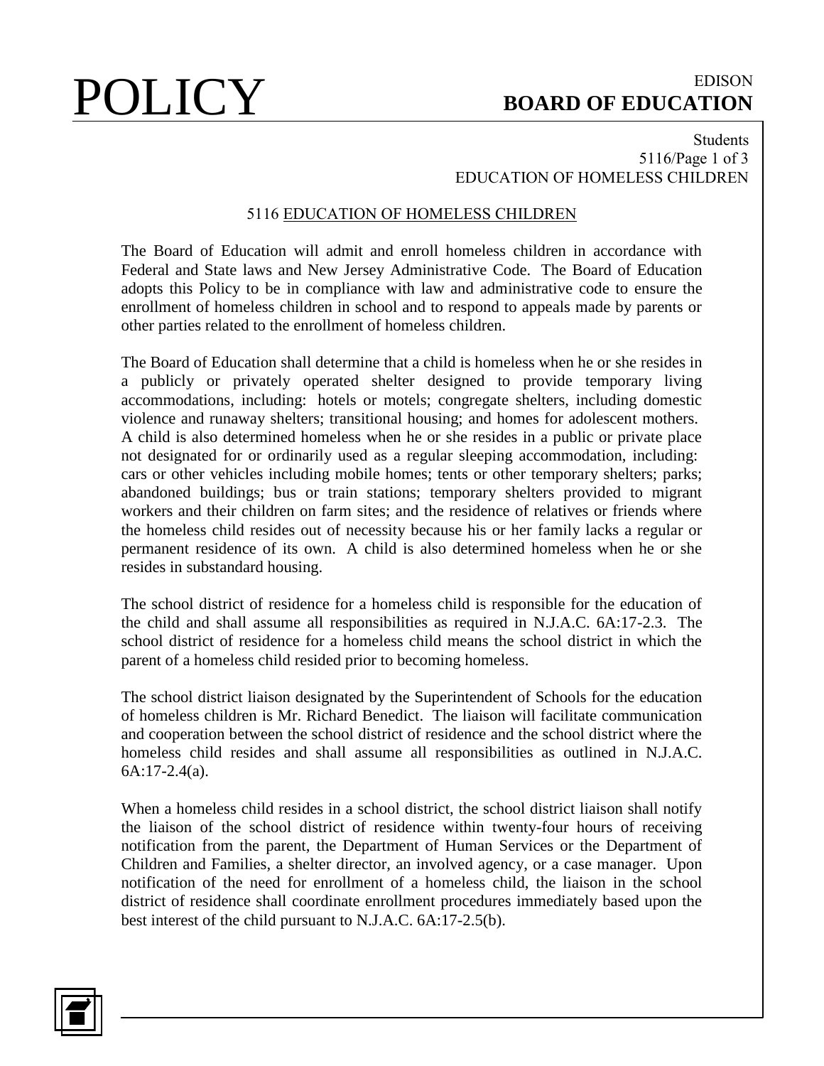# 5116 EDUCATION OF HOMELESS CHILDREN

The Board of Education will admit and enroll homeless children in accordance with Federal and State laws and New Jersey Administrative Code. The Board of Education adopts this Policy to be in compliance with law and administrative code to ensure the enrollment of homeless children in school and to respond to appeals made by parents or other parties related to the enrollment of homeless children.

The Board of Education shall determine that a child is homeless when he or she resides in a publicly or privately operated shelter designed to provide temporary living accommodations, including: hotels or motels; congregate shelters, including domestic violence and runaway shelters; transitional housing; and homes for adolescent mothers. A child is also determined homeless when he or she resides in a public or private place not designated for or ordinarily used as a regular sleeping accommodation, including: cars or other vehicles including mobile homes; tents or other temporary shelters; parks; abandoned buildings; bus or train stations; temporary shelters provided to migrant workers and their children on farm sites; and the residence of relatives or friends where the homeless child resides out of necessity because his or her family lacks a regular or permanent residence of its own. A child is also determined homeless when he or she resides in substandard housing.

The school district of residence for a homeless child is responsible for the education of the child and shall assume all responsibilities as required in N.J.A.C. 6A:17-2.3. The school district of residence for a homeless child means the school district in which the parent of a homeless child resided prior to becoming homeless.

The school district liaison designated by the Superintendent of Schools for the education of homeless children is Mr. Richard Benedict. The liaison will facilitate communication and cooperation between the school district of residence and the school district where the homeless child resides and shall assume all responsibilities as outlined in N.J.A.C. 6A:17-2.4(a).

When a homeless child resides in a school district, the school district liaison shall notify the liaison of the school district of residence within twenty-four hours of receiving notification from the parent, the Department of Human Services or the Department of Children and Families, a shelter director, an involved agency, or a case manager. Upon notification of the need for enrollment of a homeless child, the liaison in the school district of residence shall coordinate enrollment procedures immediately based upon the best interest of the child pursuant to N.J.A.C. 6A:17-2.5(b).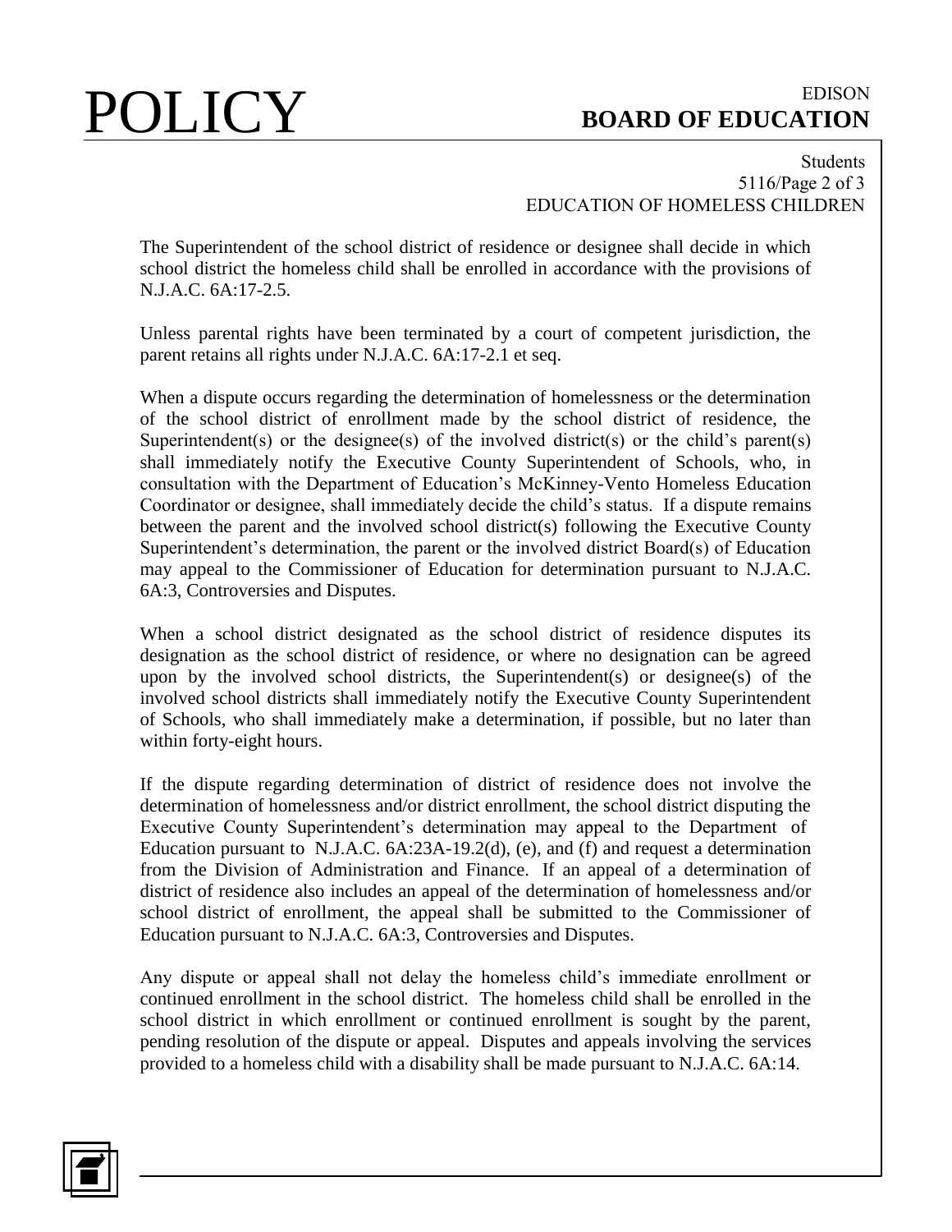The Superintendent of the school district of residence or designee shall decide in which school district the homeless child shall be enrolled in accordance with the provisions of N.J.A.C. 6A:17-2.5.

Unless parental rights have been terminated by a court of competent jurisdiction, the parent retains all rights under N.J.A.C. 6A:17-2.1 et seq.

When a dispute occurs regarding the determination of homelessness or the determination of the school district of enrollment made by the school district of residence, the Superintendent(s) or the designee(s) of the involved district(s) or the child's parent(s) shall immediately notify the Executive County Superintendent of Schools, who, in consultation with the Department of Education's McKinney-Vento Homeless Education Coordinator or designee, shall immediately decide the child's status. If a dispute remains between the parent and the involved school district(s) following the Executive County Superintendent's determination, the parent or the involved district Board(s) of Education may appeal to the Commissioner of Education for determination pursuant to N.J.A.C. 6A:3, Controversies and Disputes.

When a school district designated as the school district of residence disputes its designation as the school district of residence, or where no designation can be agreed upon by the involved school districts, the Superintendent(s) or designee(s) of the involved school districts shall immediately notify the Executive County Superintendent of Schools, who shall immediately make a determination, if possible, but no later than within forty-eight hours.

If the dispute regarding determination of district of residence does not involve the determination of homelessness and/or district enrollment, the school district disputing the Executive County Superintendent's determination may appeal to the Department of Education pursuant to N.J.A.C. 6A:23A-19.2(d), (e), and (f) and request a determination from the Division of Administration and Finance. If an appeal of a determination of district of residence also includes an appeal of the determination of homelessness and/or school district of enrollment, the appeal shall be submitted to the Commissioner of Education pursuant to N.J.A.C. 6A:3, Controversies and Disputes.

Any dispute or appeal shall not delay the homeless child's immediate enrollment or continued enrollment in the school district. The homeless child shall be enrolled in the school district in which enrollment or continued enrollment is sought by the parent, pending resolution of the dispute or appeal. Disputes and appeals involving the services provided to a homeless child with a disability shall be made pursuant to N.J.A.C. 6A:14.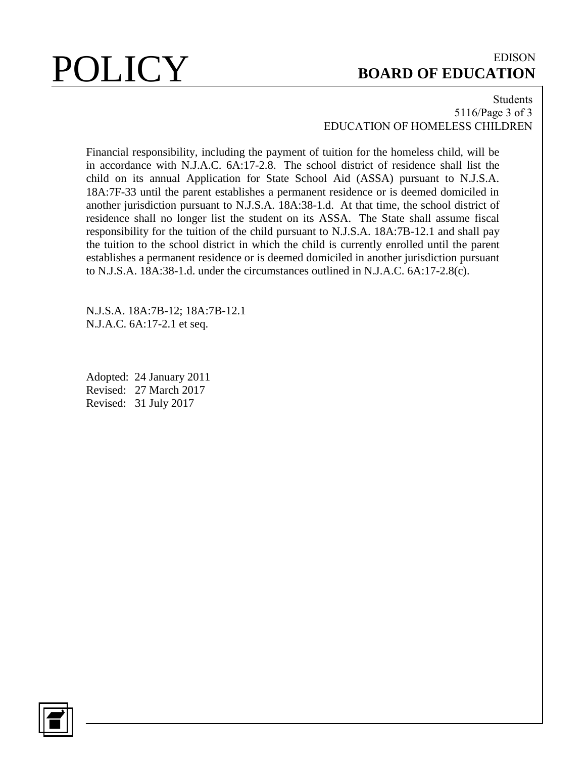Financial responsibility, including the payment of tuition for the homeless child, will be in accordance with N.J.A.C. 6A:17-2.8. The school district of residence shall list the child on its annual Application for State School Aid (ASSA) pursuant to N.J.S.A. 18A:7F-33 until the parent establishes a permanent residence or is deemed domiciled in another jurisdiction pursuant to N.J.S.A. 18A:38-1.d. At that time, the school district of residence shall no longer list the student on its ASSA. The State shall assume fiscal responsibility for the tuition of the child pursuant to N.J.S.A. 18A:7B-12.1 and shall pay the tuition to the school district in which the child is currently enrolled until the parent establishes a permanent residence or is deemed domiciled in another jurisdiction pursuant to N.J.S.A. 18A:38-1.d. under the circumstances outlined in N.J.A.C. 6A:17-2.8(c).

N.J.S.A. 18A:7B-12; 18A:7B-12.1
N.J.A.C. 6A:17-2.1 et seq.

Adopted: 24 January 2011
Revised: 27 March 2017
Revised: 31 July 2017